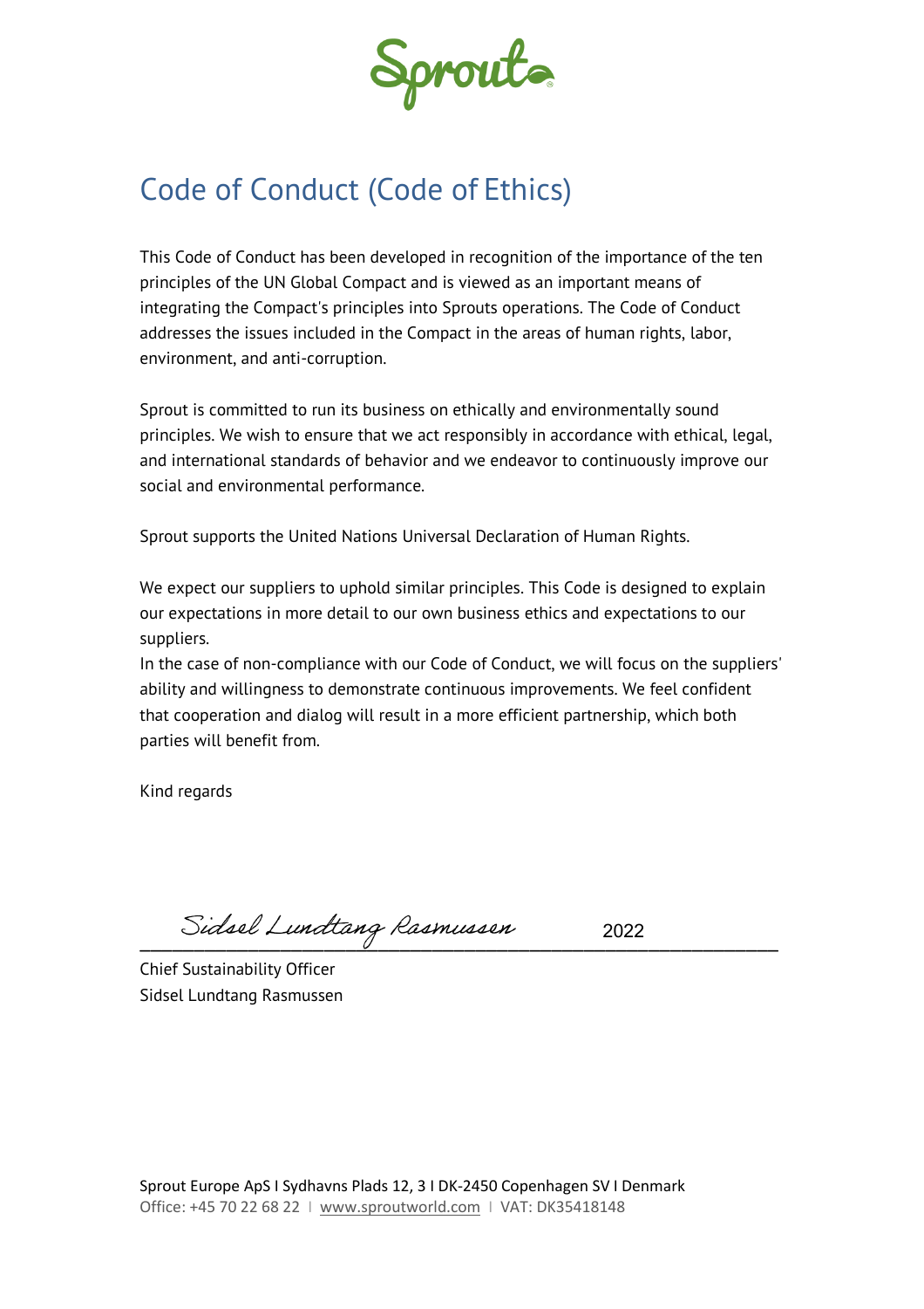# Code of Conduct (Code of Ethics)

This Code of Conduct has been developed in recognition of the importance of the ten principles of the UN Global Compact and is viewed as an important means of integrating the Compact's principles into Sprouts operations. The Code of Conduct addresses the issues included in the Compact in the areas of human rights, labor, environment, and anti-corruption.

Sprout is committed to run its business on ethically and environmentally sound principles. We wish to ensure that we act responsibly in accordance with ethical, legal, and international standards of behavior and we endeavor to continuously improve our social and environmental performance.

Sprout supports the United Nations Universal Declaration of Human Rights.

We expect our suppliers to uphold similar principles. This Code is designed to explain our expectations in more detail to our own business ethics and expectations to our suppliers.
In the case of non-compliance with our Code of Conduct, we will focus on the suppliers' ability and willingness to demonstrate continuous improvements. We feel confident that cooperation and dialog will result in a more efficient partnership, which both parties will benefit from.

Kind regards

Sidsel Lundtang Rasmussen 2022

Chief Sustainability Officer
Sidsel Lundtang Rasmussen

Sprout Europe ApS I Sydhavns Plads 12, 3 I DK-2450 Copenhagen SV I Denmark
Office: +45 70 22 68 22 I www.sproutworld.com I VAT: DK35418148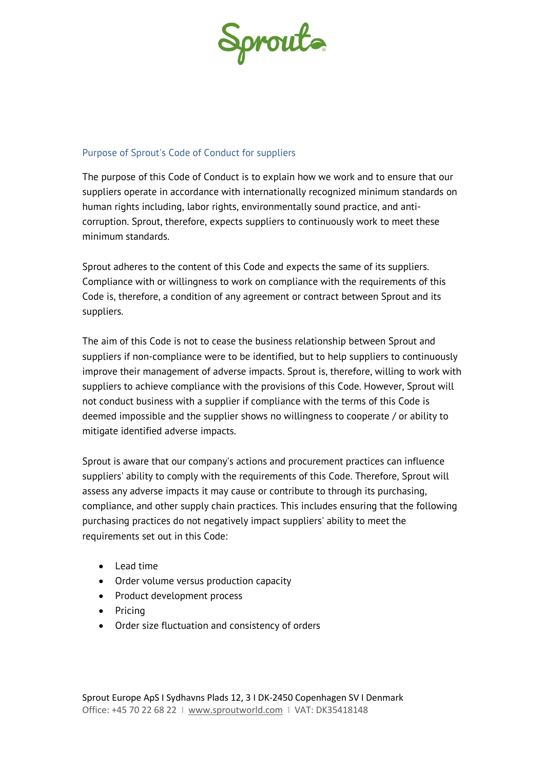## Purpose of Sprout's Code of Conduct for suppliers

The purpose of this Code of Conduct is to explain how we work and to ensure that our suppliers operate in accordance with internationally recognized minimum standards on human rights including, labor rights, environmentally sound practice, and anti-corruption. Sprout, therefore, expects suppliers to continuously work to meet these minimum standards.

Sprout adheres to the content of this Code and expects the same of its suppliers. Compliance with or willingness to work on compliance with the requirements of this Code is, therefore, a condition of any agreement or contract between Sprout and its suppliers.

The aim of this Code is not to cease the business relationship between Sprout and suppliers if non-compliance were to be identified, but to help suppliers to continuously improve their management of adverse impacts. Sprout is, therefore, willing to work with suppliers to achieve compliance with the provisions of this Code. However, Sprout will not conduct business with a supplier if compliance with the terms of this Code is deemed impossible and the supplier shows no willingness to cooperate / or ability to mitigate identified adverse impacts.

Sprout is aware that our company's actions and procurement practices can influence suppliers' ability to comply with the requirements of this Code. Therefore, Sprout will assess any adverse impacts it may cause or contribute to through its purchasing, compliance, and other supply chain practices. This includes ensuring that the following purchasing practices do not negatively impact suppliers' ability to meet the requirements set out in this Code:

- Lead time
- Order volume versus production capacity
- Product development process
- Pricing
- Order size fluctuation and consistency of orders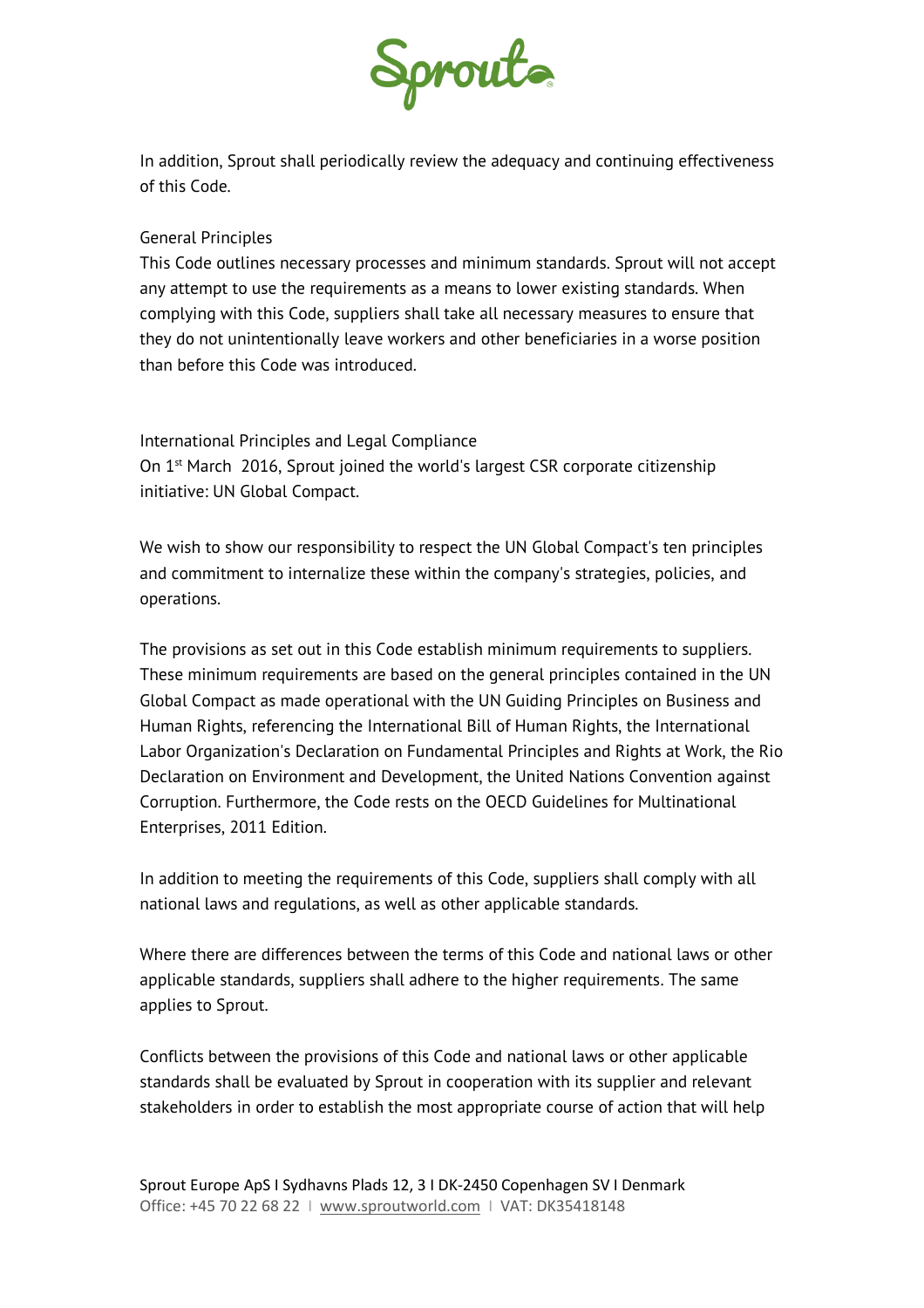In addition, Sprout shall periodically review the adequacy and continuing effectiveness of this Code.

## General Principles

This Code outlines necessary processes and minimum standards. Sprout will not accept any attempt to use the requirements as a means to lower existing standards. When complying with this Code, suppliers shall take all necessary measures to ensure that they do not unintentionally leave workers and other beneficiaries in a worse position than before this Code was introduced.

## International Principles and Legal Compliance

On 1st March 2016, Sprout joined the world's largest CSR corporate citizenship initiative: UN Global Compact.

We wish to show our responsibility to respect the UN Global Compact's ten principles and commitment to internalize these within the company's strategies, policies, and operations.

The provisions as set out in this Code establish minimum requirements to suppliers. These minimum requirements are based on the general principles contained in the UN Global Compact as made operational with the UN Guiding Principles on Business and Human Rights, referencing the International Bill of Human Rights, the International Labor Organization's Declaration on Fundamental Principles and Rights at Work, the Rio Declaration on Environment and Development, the United Nations Convention against Corruption. Furthermore, the Code rests on the OECD Guidelines for Multinational Enterprises, 2011 Edition.

In addition to meeting the requirements of this Code, suppliers shall comply with all national laws and regulations, as well as other applicable standards.

Where there are differences between the terms of this Code and national laws or other applicable standards, suppliers shall adhere to the higher requirements. The same applies to Sprout.

Conflicts between the provisions of this Code and national laws or other applicable standards shall be evaluated by Sprout in cooperation with its supplier and relevant stakeholders in order to establish the most appropriate course of action that will help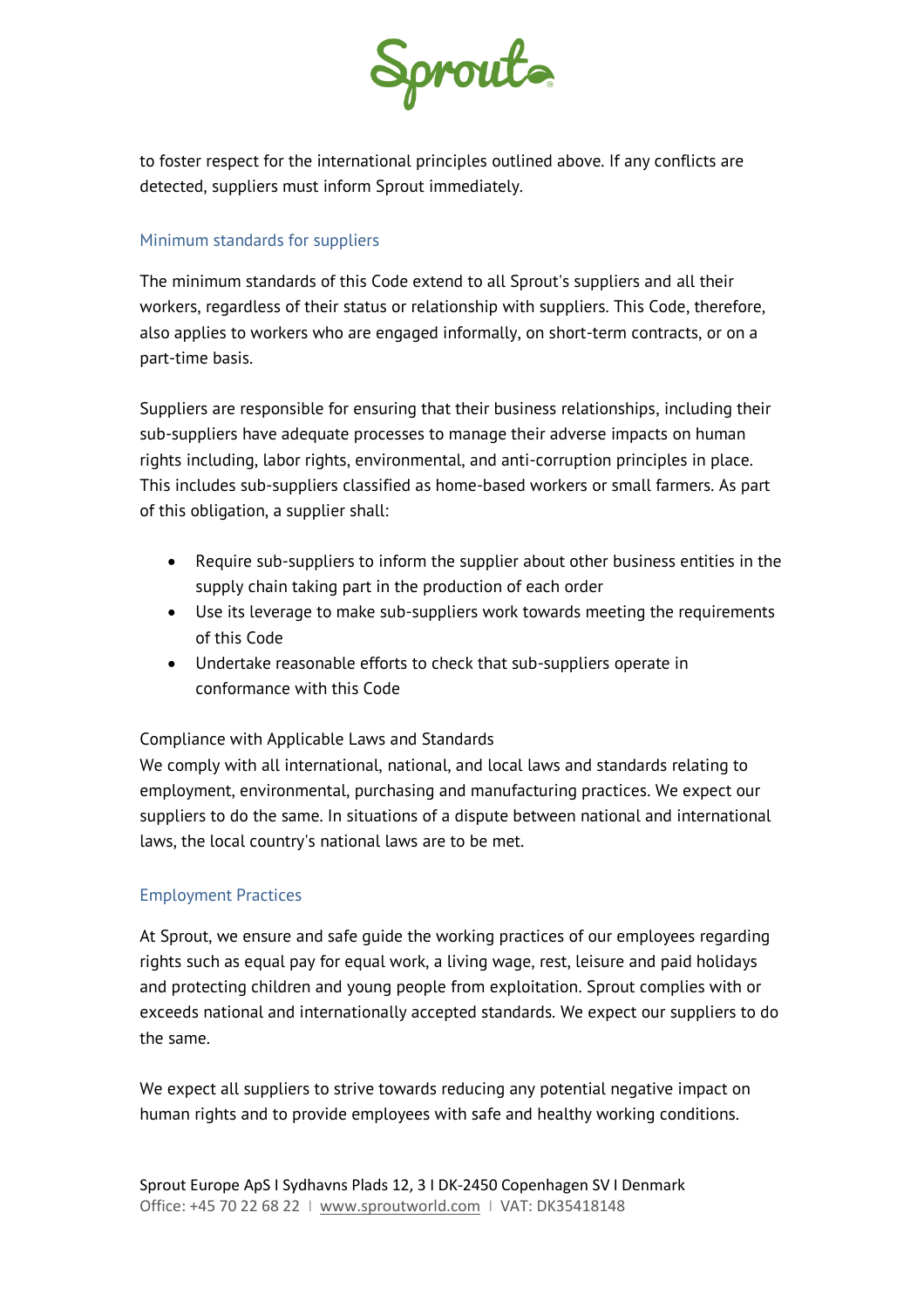to foster respect for the international principles outlined above. If any conflicts are detected, suppliers must inform Sprout immediately.

## Minimum standards for suppliers

The minimum standards of this Code extend to all Sprout's suppliers and all their workers, regardless of their status or relationship with suppliers. This Code, therefore, also applies to workers who are engaged informally, on short-term contracts, or on a part-time basis.

Suppliers are responsible for ensuring that their business relationships, including their sub-suppliers have adequate processes to manage their adverse impacts on human rights including, labor rights, environmental, and anti-corruption principles in place. This includes sub-suppliers classified as home-based workers or small farmers. As part of this obligation, a supplier shall:

- Require sub-suppliers to inform the supplier about other business entities in the supply chain taking part in the production of each order
- Use its leverage to make sub-suppliers work towards meeting the requirements of this Code
- Undertake reasonable efforts to check that sub-suppliers operate in conformance with this Code

Compliance with Applicable Laws and Standards
We comply with all international, national, and local laws and standards relating to employment, environmental, purchasing and manufacturing practices. We expect our suppliers to do the same. In situations of a dispute between national and international laws, the local country's national laws are to be met.

## Employment Practices

At Sprout, we ensure and safe guide the working practices of our employees regarding rights such as equal pay for equal work, a living wage, rest, leisure and paid holidays and protecting children and young people from exploitation. Sprout complies with or exceeds national and internationally accepted standards. We expect our suppliers to do the same.

We expect all suppliers to strive towards reducing any potential negative impact on human rights and to provide employees with safe and healthy working conditions.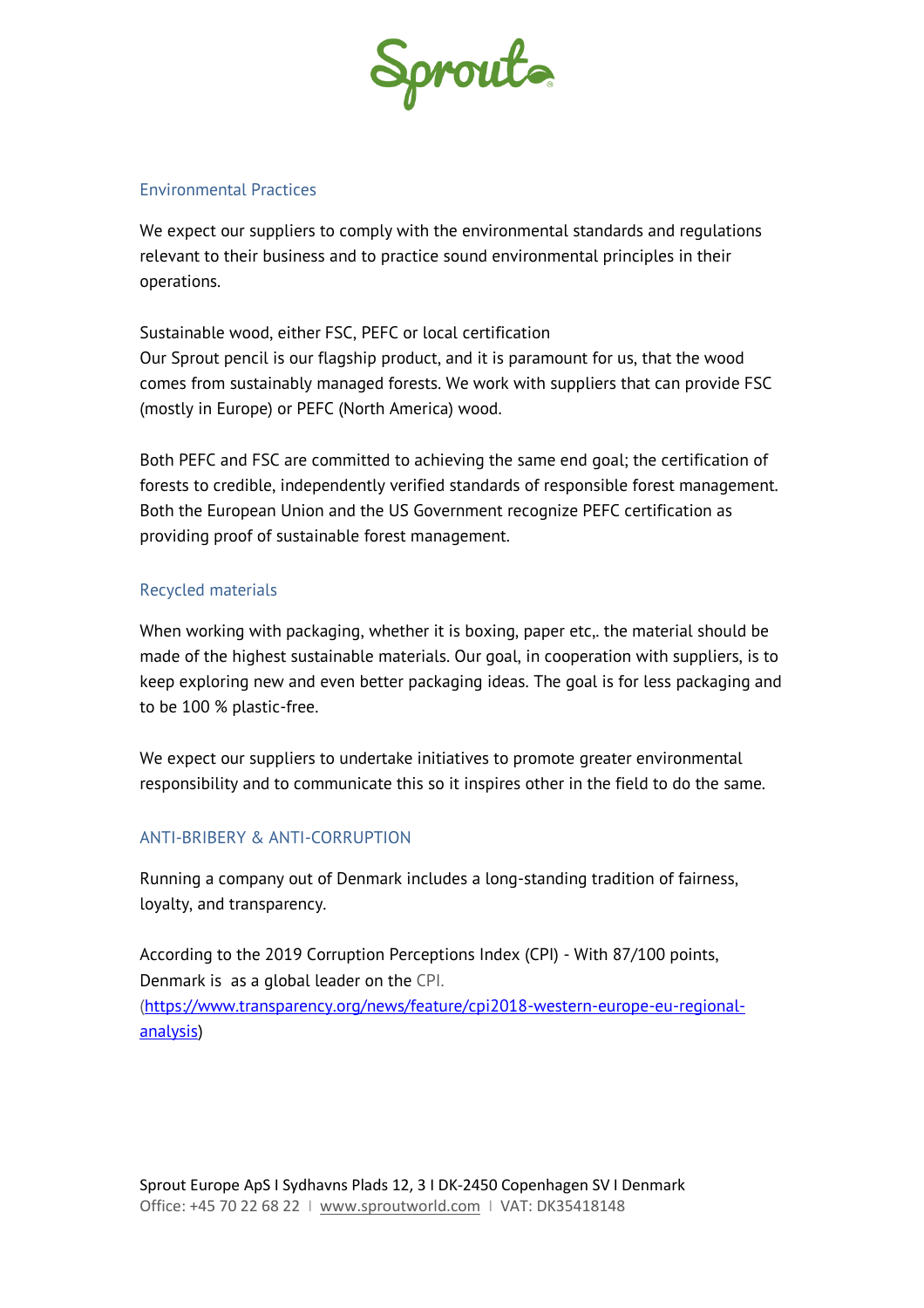## Environmental Practices

We expect our suppliers to comply with the environmental standards and regulations relevant to their business and to practice sound environmental principles in their operations.

Sustainable wood, either FSC, PEFC or local certification
Our Sprout pencil is our flagship product, and it is paramount for us, that the wood comes from sustainably managed forests. We work with suppliers that can provide FSC (mostly in Europe) or PEFC (North America) wood.

Both PEFC and FSC are committed to achieving the same end goal; the certification of forests to credible, independently verified standards of responsible forest management. Both the European Union and the US Government recognize PEFC certification as providing proof of sustainable forest management.

## Recycled materials

When working with packaging, whether it is boxing, paper etc,. the material should be made of the highest sustainable materials. Our goal, in cooperation with suppliers, is to keep exploring new and even better packaging ideas. The goal is for less packaging and to be 100 % plastic-free.

We expect our suppliers to undertake initiatives to promote greater environmental responsibility and to communicate this so it inspires other in the field to do the same.

## ANTI-BRIBERY & ANTI-CORRUPTION

Running a company out of Denmark includes a long-standing tradition of fairness, loyalty, and transparency.

According to the 2019 Corruption Perceptions Index (CPI) - With 87/100 points, Denmark is as a global leader on the CPI. (https://www.transparency.org/news/feature/cpi2018-western-europe-eu-regional-analysis)

Sprout Europe ApS I Sydhavns Plads 12, 3 I DK-2450 Copenhagen SV I Denmark
Office: +45 70 22 68 22 I www.sproutworld.com I VAT: DK35418148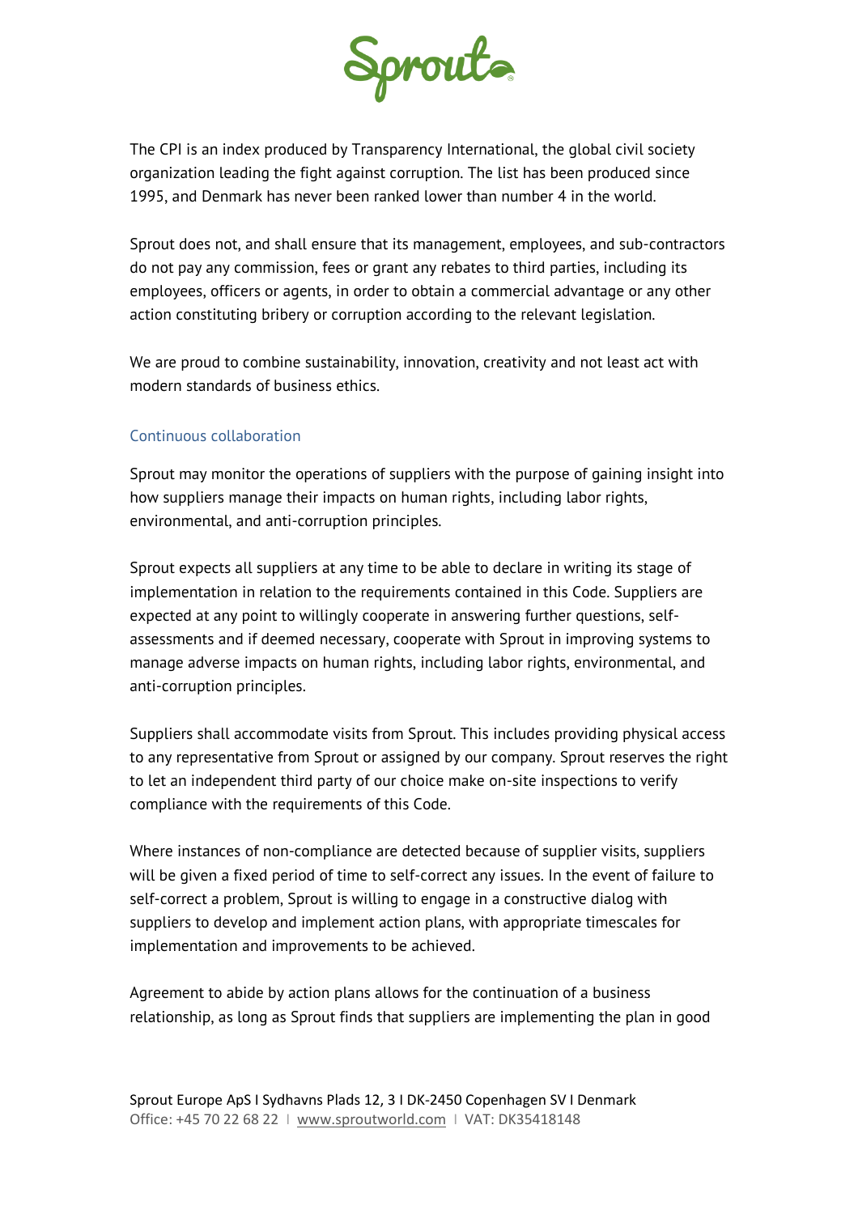The CPI is an index produced by Transparency International, the global civil society organization leading the fight against corruption. The list has been produced since 1995, and Denmark has never been ranked lower than number 4 in the world.

Sprout does not, and shall ensure that its management, employees, and sub-contractors do not pay any commission, fees or grant any rebates to third parties, including its employees, officers or agents, in order to obtain a commercial advantage or any other action constituting bribery or corruption according to the relevant legislation.

We are proud to combine sustainability, innovation, creativity and not least act with modern standards of business ethics.

## Continuous collaboration

Sprout may monitor the operations of suppliers with the purpose of gaining insight into how suppliers manage their impacts on human rights, including labor rights, environmental, and anti-corruption principles.

Sprout expects all suppliers at any time to be able to declare in writing its stage of implementation in relation to the requirements contained in this Code. Suppliers are expected at any point to willingly cooperate in answering further questions, self-assessments and if deemed necessary, cooperate with Sprout in improving systems to manage adverse impacts on human rights, including labor rights, environmental, and anti-corruption principles.

Suppliers shall accommodate visits from Sprout. This includes providing physical access to any representative from Sprout or assigned by our company. Sprout reserves the right to let an independent third party of our choice make on-site inspections to verify compliance with the requirements of this Code.

Where instances of non-compliance are detected because of supplier visits, suppliers will be given a fixed period of time to self-correct any issues. In the event of failure to self-correct a problem, Sprout is willing to engage in a constructive dialog with suppliers to develop and implement action plans, with appropriate timescales for implementation and improvements to be achieved.

Agreement to abide by action plans allows for the continuation of a business relationship, as long as Sprout finds that suppliers are implementing the plan in good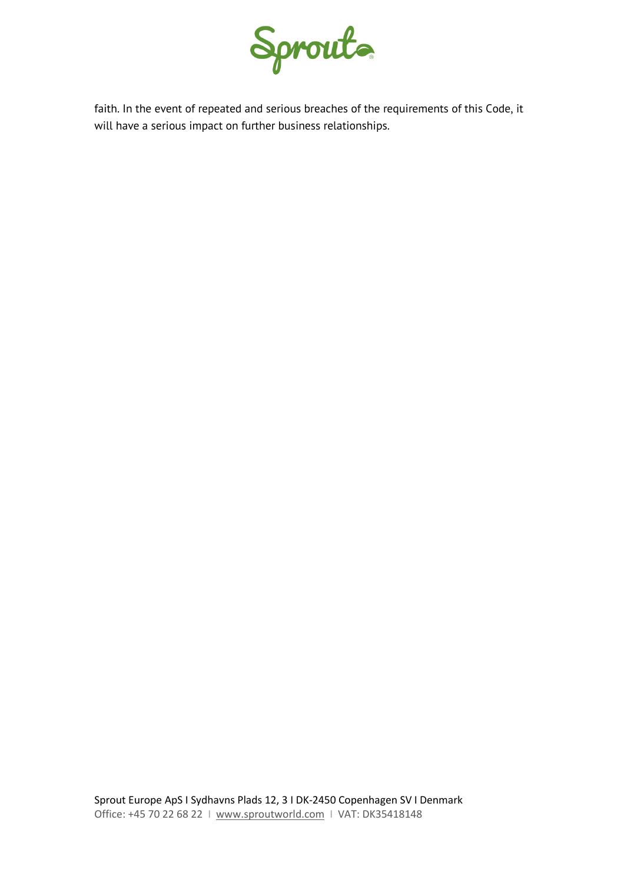faith. In the event of repeated and serious breaches of the requirements of this Code, it will have a serious impact on further business relationships.